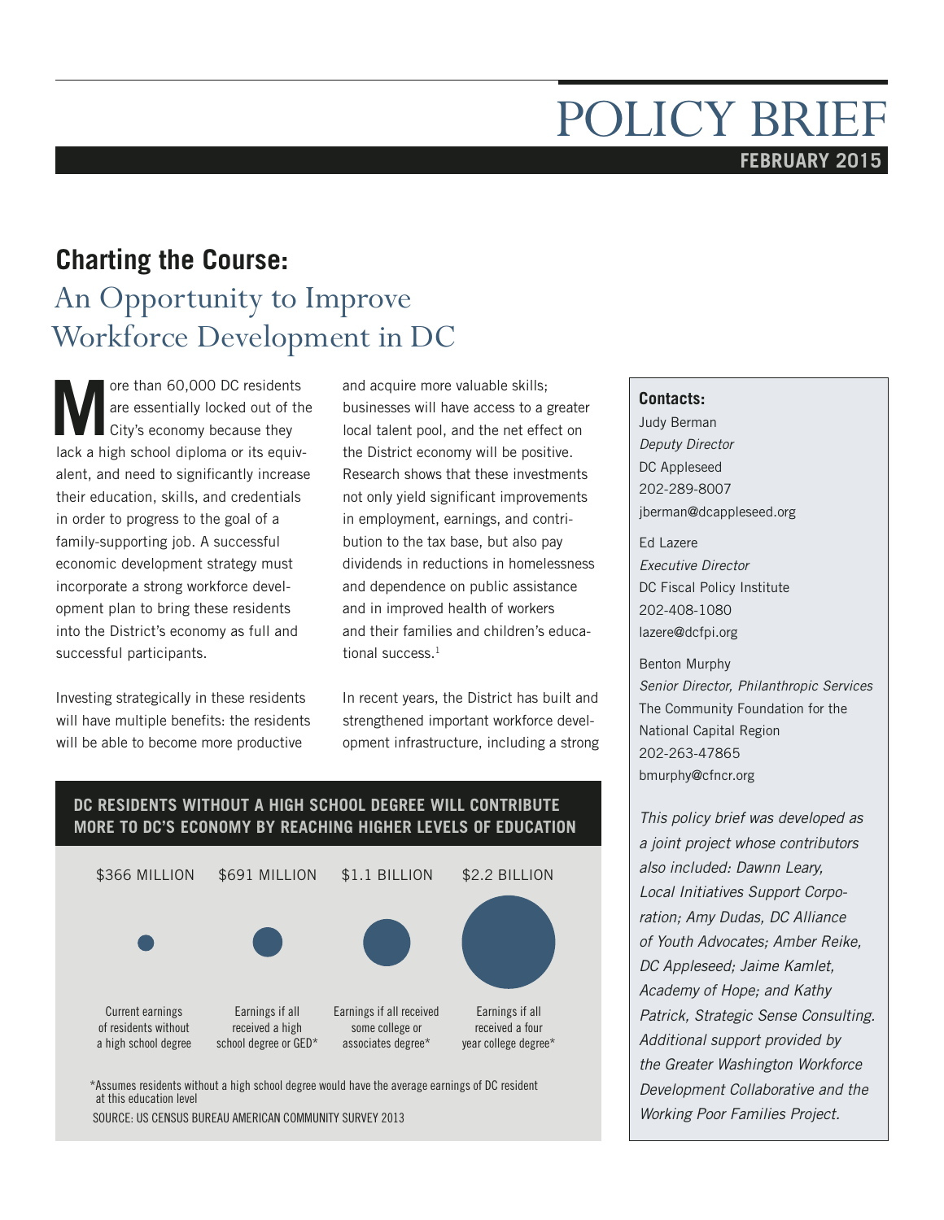# POLICY BRIEF

**FEBRUARY 2015**

## Charting the Course: An Opportunity to Improve Workforce Development in DC

More than 60,000 DC residents are essentially locked out of the City's economy because they lack a high school diploma or its equivalent, and need to significantly increase their education, skills, and credentials in order to progress to the goal of a family-supporting job. A successful economic development strategy must incorporate a strong workforce development plan to bring these residents into the District's economy as full and successful participants.

Investing strategically in these residents will have multiple benefits: the residents will be able to become more productive and acquire more valuable skills; businesses will have access to a greater local talent pool, and the net effect on the District economy will be positive. Research shows that these investments not only yield significant improvements in employment, earnings, and contribution to the tax base, but also pay dividends in reductions in homelessness and dependence on public assistance and in improved health of workers and their families and children's educational success.[1]

In recent years, the District has built and strengthened important workforce development infrastructure, including a strong

### DC RESIDENTS WITHOUT A HIGH SCHOOL DEGREE WILL CONTRIBUTE MORE TO DC'S ECONOMY BY REACHING HIGHER LEVELS OF EDUCATION

| $366 MILLION | $691 MILLION | $1.1 BILLION | $2.2 BILLION |
|---|---|---|---|
| Current earnings of residents without a high school degree | Earnings if all received a high school degree or GED* | Earnings if all received some college or associates degree* | Earnings if all received a four year college degree* |

*Assumes residents without a high school degree would have the average earnings of DC resident at this education level

SOURCE: US CENSUS BUREAU AMERICAN COMMUNITY SURVEY 2013

**Contacts:**

Judy Berman
*Deputy Director*
DC Appleseed
202-289-8007
jberman@dcappleseed.org

Ed Lazere
*Executive Director*
DC Fiscal Policy Institute
202-408-1080
lazere@dcfpi.org

Benton Murphy
*Senior Director, Philanthropic Services*
The Community Foundation for the National Capital Region
202-263-47865
bmurphy@cfncr.org

*This policy brief was developed as a joint project whose contributors also included: Dawnn Leary, Local Initiatives Support Corporation; Amy Dudas, DC Alliance of Youth Advocates; Amber Reike, DC Appleseed; Jaime Kamlet, Academy of Hope; and Kathy Patrick, Strategic Sense Consulting. Additional support provided by the Greater Washington Workforce Development Collaborative and the Working Poor Families Project.*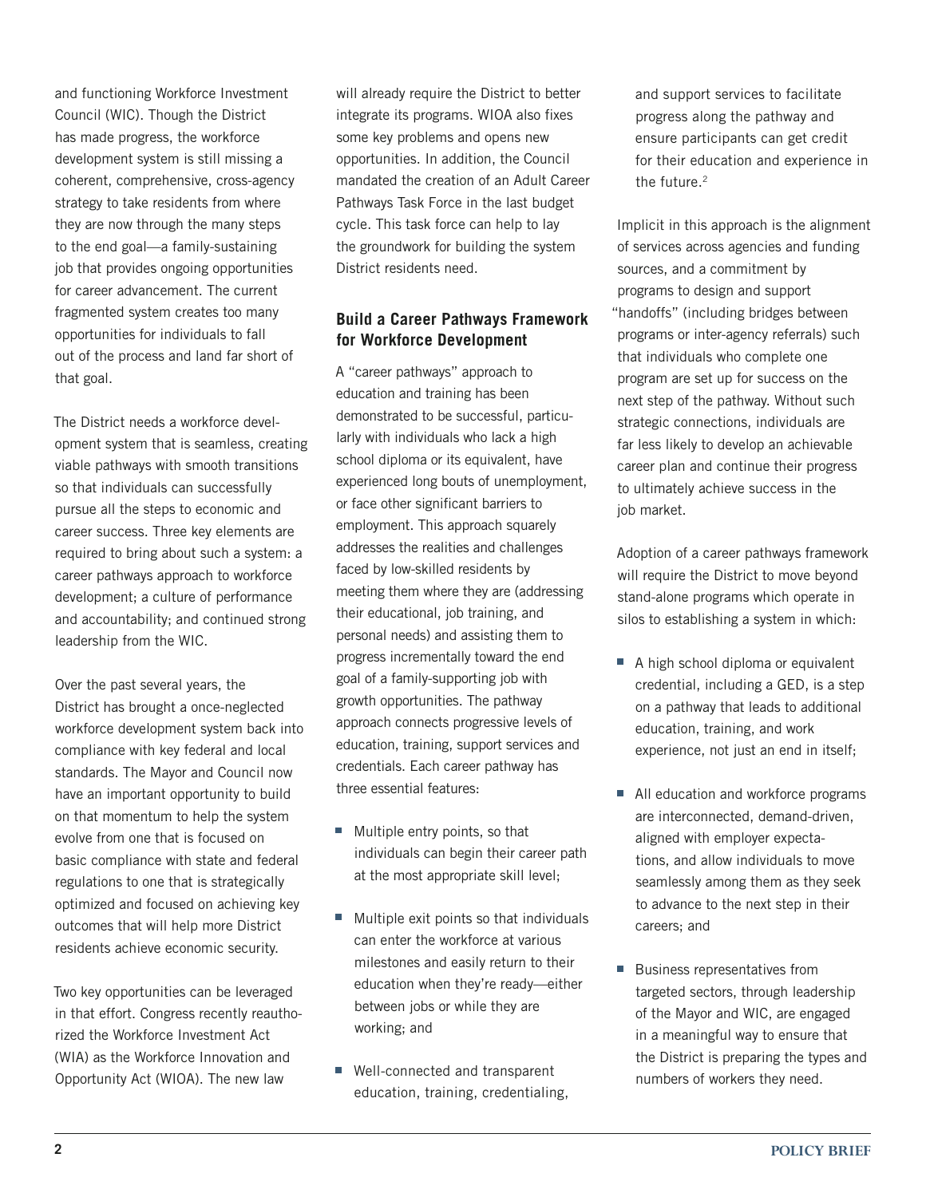and functioning Workforce Investment Council (WIC). Though the District has made progress, the workforce development system is still missing a coherent, comprehensive, cross-agency strategy to take residents from where they are now through the many steps to the end goal—a family-sustaining job that provides ongoing opportunities for career advancement. The current fragmented system creates too many opportunities for individuals to fall out of the process and land far short of that goal.

The District needs a workforce development system that is seamless, creating viable pathways with smooth transitions so that individuals can successfully pursue all the steps to economic and career success. Three key elements are required to bring about such a system: a career pathways approach to workforce development; a culture of performance and accountability; and continued strong leadership from the WIC.

Over the past several years, the District has brought a once-neglected workforce development system back into compliance with key federal and local standards. The Mayor and Council now have an important opportunity to build on that momentum to help the system evolve from one that is focused on basic compliance with state and federal regulations to one that is strategically optimized and focused on achieving key outcomes that will help more District residents achieve economic security.

Two key opportunities can be leveraged in that effort. Congress recently reauthorized the Workforce Investment Act (WIA) as the Workforce Innovation and Opportunity Act (WIOA). The new law will already require the District to better integrate its programs. WIOA also fixes some key problems and opens new opportunities. In addition, the Council mandated the creation of an Adult Career Pathways Task Force in the last budget cycle. This task force can help to lay the groundwork for building the system District residents need.

### Build a Career Pathways Framework for Workforce Development

A "career pathways" approach to education and training has been demonstrated to be successful, particularly with individuals who lack a high school diploma or its equivalent, have experienced long bouts of unemployment, or face other significant barriers to employment. This approach squarely addresses the realities and challenges faced by low-skilled residents by meeting them where they are (addressing their educational, job training, and personal needs) and assisting them to progress incrementally toward the end goal of a family-supporting job with growth opportunities. The pathway approach connects progressive levels of education, training, support services and credentials. Each career pathway has three essential features:

- Multiple entry points, so that individuals can begin their career path at the most appropriate skill level;
- Multiple exit points so that individuals can enter the workforce at various milestones and easily return to their education when they're ready—either between jobs or while they are working; and
- Well-connected and transparent education, training, credentialing, and support services to facilitate progress along the pathway and ensure participants can get credit for their education and experience in the future.[2]

Implicit in this approach is the alignment of services across agencies and funding sources, and a commitment by programs to design and support "handoffs" (including bridges between programs or inter-agency referrals) such that individuals who complete one program are set up for success on the next step of the pathway. Without such strategic connections, individuals are far less likely to develop an achievable career plan and continue their progress to ultimately achieve success in the job market.

Adoption of a career pathways framework will require the District to move beyond stand-alone programs which operate in silos to establishing a system in which:

- A high school diploma or equivalent credential, including a GED, is a step on a pathway that leads to additional education, training, and work experience, not just an end in itself;
- All education and workforce programs are interconnected, demand-driven, aligned with employer expectations, and allow individuals to move seamlessly among them as they seek to advance to the next step in their careers; and
- Business representatives from targeted sectors, through leadership of the Mayor and WIC, are engaged in a meaningful way to ensure that the District is preparing the types and numbers of workers they need.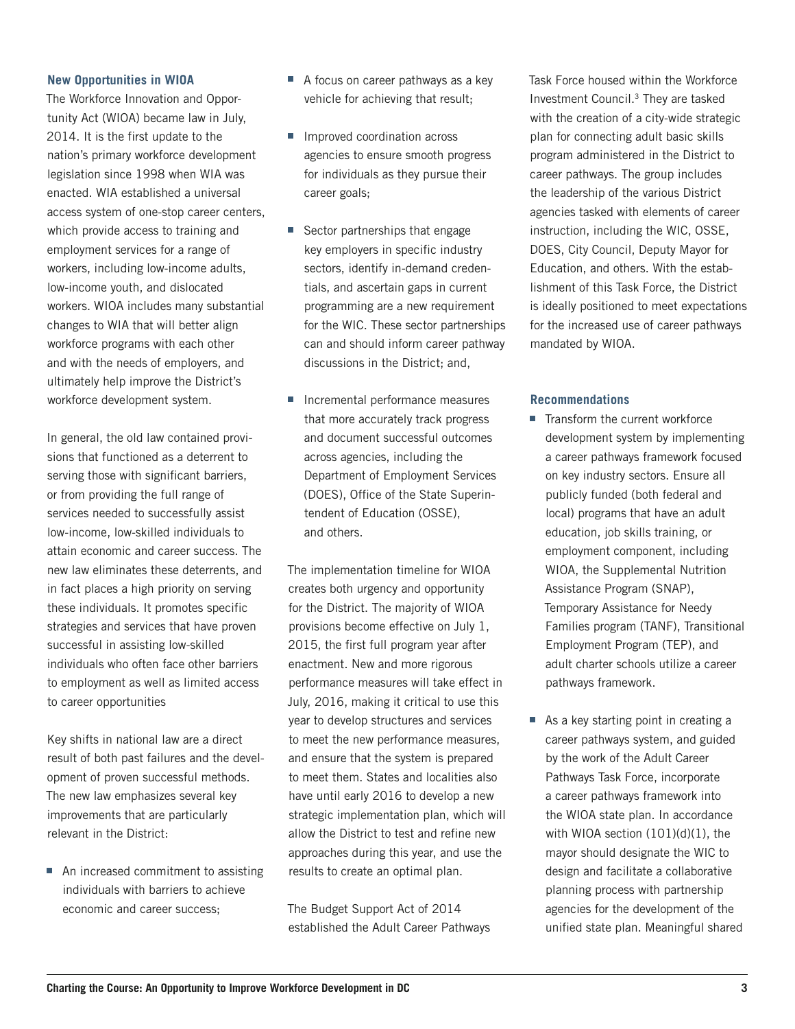### New Opportunities in WIOA

The Workforce Innovation and Opportunity Act (WIOA) became law in July, 2014. It is the first update to the nation's primary workforce development legislation since 1998 when WIA was enacted. WIA established a universal access system of one-stop career centers, which provide access to training and employment services for a range of workers, including low-income adults, low-income youth, and dislocated workers. WIOA includes many substantial changes to WIA that will better align workforce programs with each other and with the needs of employers, and ultimately help improve the District's workforce development system.

In general, the old law contained provisions that functioned as a deterrent to serving those with significant barriers, or from providing the full range of services needed to successfully assist low-income, low-skilled individuals to attain economic and career success. The new law eliminates these deterrents, and in fact places a high priority on serving these individuals. It promotes specific strategies and services that have proven successful in assisting low-skilled individuals who often face other barriers to employment as well as limited access to career opportunities

Key shifts in national law are a direct result of both past failures and the development of proven successful methods. The new law emphasizes several key improvements that are particularly relevant in the District:

- An increased commitment to assisting individuals with barriers to achieve economic and career success;
- A focus on career pathways as a key vehicle for achieving that result;
- Improved coordination across agencies to ensure smooth progress for individuals as they pursue their career goals;
- Sector partnerships that engage key employers in specific industry sectors, identify in-demand credentials, and ascertain gaps in current programming are a new requirement for the WIC. These sector partnerships can and should inform career pathway discussions in the District; and,
- Incremental performance measures that more accurately track progress and document successful outcomes across agencies, including the Department of Employment Services (DOES), Office of the State Superintendent of Education (OSSE), and others.

The implementation timeline for WIOA creates both urgency and opportunity for the District. The majority of WIOA provisions become effective on July 1, 2015, the first full program year after enactment. New and more rigorous performance measures will take effect in July, 2016, making it critical to use this year to develop structures and services to meet the new performance measures, and ensure that the system is prepared to meet them. States and localities also have until early 2016 to develop a new strategic implementation plan, which will allow the District to test and refine new approaches during this year, and use the results to create an optimal plan.

The Budget Support Act of 2014 established the Adult Career Pathways Task Force housed within the Workforce Investment Council.[3] They are tasked with the creation of a city-wide strategic plan for connecting adult basic skills program administered in the District to career pathways. The group includes the leadership of the various District agencies tasked with elements of career instruction, including the WIC, OSSE, DOES, City Council, Deputy Mayor for Education, and others. With the establishment of this Task Force, the District is ideally positioned to meet expectations for the increased use of career pathways mandated by WIOA.

### Recommendations

- Transform the current workforce development system by implementing a career pathways framework focused on key industry sectors. Ensure all publicly funded (both federal and local) programs that have an adult education, job skills training, or employment component, including WIOA, the Supplemental Nutrition Assistance Program (SNAP), Temporary Assistance for Needy Families program (TANF), Transitional Employment Program (TEP), and adult charter schools utilize a career pathways framework.
- As a key starting point in creating a career pathways system, and guided by the work of the Adult Career Pathways Task Force, incorporate a career pathways framework into the WIOA state plan. In accordance with WIOA section (101)(d)(1), the mayor should designate the WIC to design and facilitate a collaborative planning process with partnership agencies for the development of the unified state plan. Meaningful shared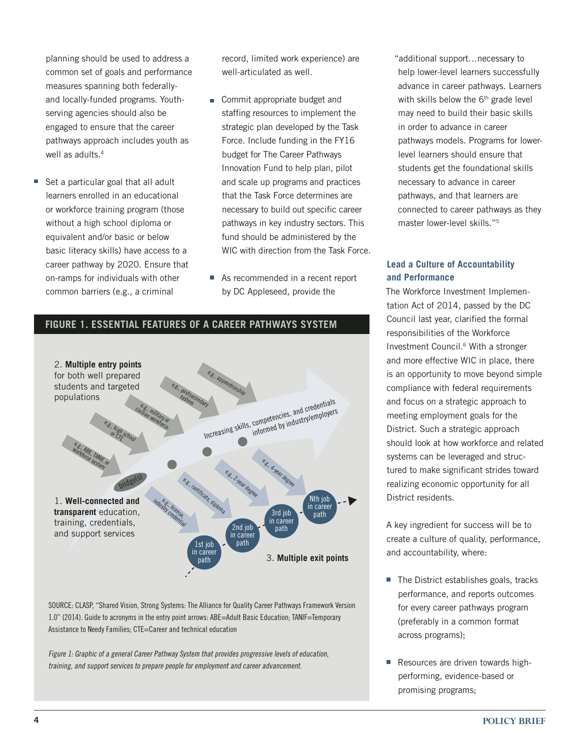planning should be used to address a common set of goals and performance measures spanning both federally- and locally-funded programs. Youth-serving agencies should also be engaged to ensure that the career pathways approach includes youth as well as adults.[4]

- Set a particular goal that all adult learners enrolled in an educational or workforce training program (those without a high school diploma or equivalent and/or basic or below basic literacy skills) have access to a career pathway by 2020. Ensure that on-ramps for individuals with other common barriers (e.g., a criminal record, limited work experience) are well-articulated as well.

- Commit appropriate budget and staffing resources to implement the strategic plan developed by the Task Force. Include funding in the FY16 budget for The Career Pathways Innovation Fund to help plan, pilot and scale up programs and practices that the Task Force determines are necessary to build out specific career pathways in key industry sectors. This fund should be administered by the WIC with direction from the Task Force.

- As recommended in a recent report by DC Appleseed, provide the "additional support…necessary to help lower-level learners successfully advance in career pathways. Learners with skills below the 6th grade level may need to build their basic skills in order to advance in career pathways models. Programs for lower-level learners should ensure that students get the foundational skills necessary to advance in career pathways, and that learners are connected to career pathways as they master lower-level skills."[5]

### FIGURE 1. ESSENTIAL FEATURES OF A CAREER PATHWAYS SYSTEM

2. **Multiple entry points** for both well prepared students and targeted populations

e.g., ABE, TANIF or workforce system; e.g., high school or CTE; e.g., military or civilian workforce; e.g., postsecondary system; e.g., apprenticeship

bridge(s)

Increasing skills, competencies, and credentials informed by industry/employers

1. **Well-connected and transparent** education, training, credentials, and support services

e.g., license, industry credential; e.g., certificate, diploma; e.g., 2-year degree; e.g., 4-year degree

1st job in career path; 2nd job in career path; 3rd job in career path; Nth job in career path

3. **Multiple exit points**

SOURCE: CLASP, "Shared Vision, Strong Systems: The Alliance for Quality Career Pathways Framework Version 1.0" (2014). Guide to acronyms in the entry point arrows: ABE=Adult Basic Education; TANF=Temporary Assistance to Needy Families; CTE=Career and technical education

*Figure 1: Graphic of a general Career Pathway System that provides progressive levels of education, training, and support services to prepare people for employment and career advancement.*

### Lead a Culture of Accountability and Performance

The Workforce Investment Implementation Act of 2014, passed by the DC Council last year, clarified the formal responsibilities of the Workforce Investment Council.[6] With a stronger and more effective WIC in place, there is an opportunity to move beyond simple compliance with federal requirements and focus on a strategic approach to meeting employment goals for the District. Such a strategic approach should look at how workforce and related systems can be leveraged and structured to make significant strides toward realizing economic opportunity for all District residents.

A key ingredient for success will be to create a culture of quality, performance, and accountability, where:

- The District establishes goals, tracks performance, and reports outcomes for every career pathways program (preferably in a common format across programs);

- Resources are driven towards high-performing, evidence-based or promising programs;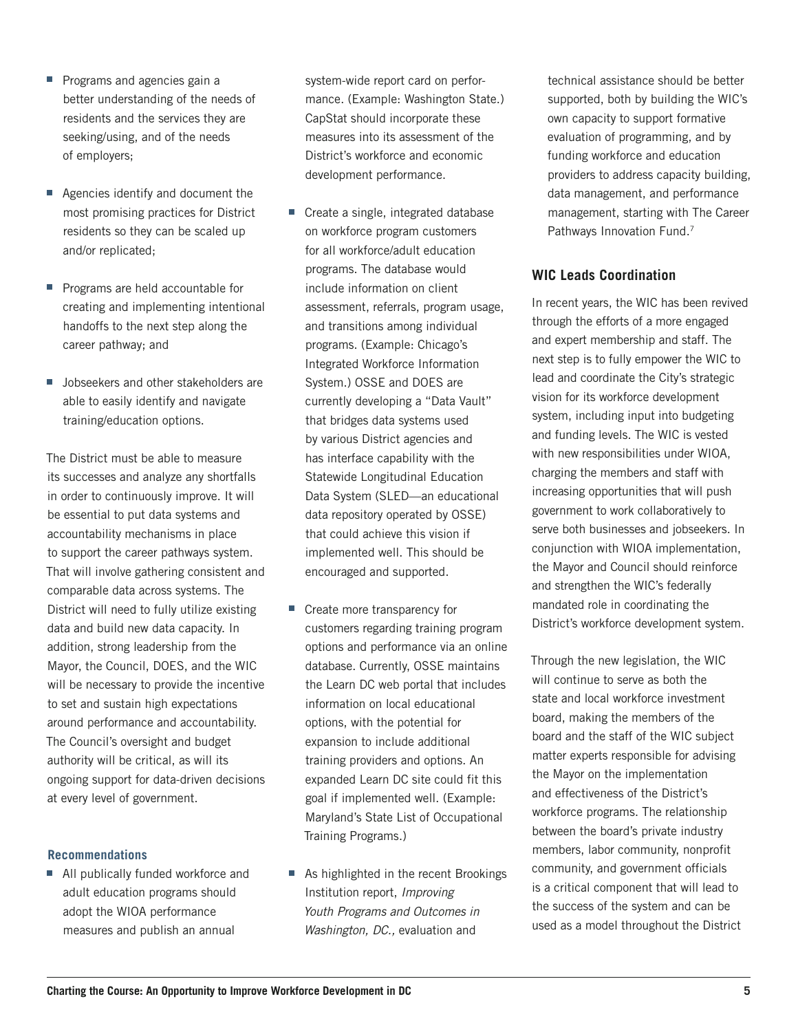- Programs and agencies gain a better understanding of the needs of residents and the services they are seeking/using, and of the needs of employers;
- Agencies identify and document the most promising practices for District residents so they can be scaled up and/or replicated;
- Programs are held accountable for creating and implementing intentional handoffs to the next step along the career pathway; and
- Jobseekers and other stakeholders are able to easily identify and navigate training/education options.

The District must be able to measure its successes and analyze any shortfalls in order to continuously improve. It will be essential to put data systems and accountability mechanisms in place to support the career pathways system. That will involve gathering consistent and comparable data across systems. The District will need to fully utilize existing data and build new data capacity. In addition, strong leadership from the Mayor, the Council, DOES, and the WIC will be necessary to provide the incentive to set and sustain high expectations around performance and accountability. The Council's oversight and budget authority will be critical, as will its ongoing support for data-driven decisions at every level of government.

### Recommendations

- All publically funded workforce and adult education programs should adopt the WIOA performance measures and publish an annual system-wide report card on performance. (Example: Washington State.) CapStat should incorporate these measures into its assessment of the District's workforce and economic development performance.
- Create a single, integrated database on workforce program customers for all workforce/adult education programs. The database would include information on client assessment, referrals, program usage, and transitions among individual programs. (Example: Chicago's Integrated Workforce Information System.) OSSE and DOES are currently developing a "Data Vault" that bridges data systems used by various District agencies and has interface capability with the Statewide Longitudinal Education Data System (SLED—an educational data repository operated by OSSE) that could achieve this vision if implemented well. This should be encouraged and supported.
- Create more transparency for customers regarding training program options and performance via an online database. Currently, OSSE maintains the Learn DC web portal that includes information on local educational options, with the potential for expansion to include additional training providers and options. An expanded Learn DC site could fit this goal if implemented well. (Example: Maryland's State List of Occupational Training Programs.)
- As highlighted in the recent Brookings Institution report, *Improving Youth Programs and Outcomes in Washington, DC.,* evaluation and technical assistance should be better supported, both by building the WIC's own capacity to support formative evaluation of programming, and by funding workforce and education providers to address capacity building, data management, and performance management, starting with The Career Pathways Innovation Fund.[7]

### WIC Leads Coordination

In recent years, the WIC has been revived through the efforts of a more engaged and expert membership and staff. The next step is to fully empower the WIC to lead and coordinate the City's strategic vision for its workforce development system, including input into budgeting and funding levels. The WIC is vested with new responsibilities under WIOA, charging the members and staff with increasing opportunities that will push government to work collaboratively to serve both businesses and jobseekers. In conjunction with WIOA implementation, the Mayor and Council should reinforce and strengthen the WIC's federally mandated role in coordinating the District's workforce development system.

Through the new legislation, the WIC will continue to serve as both the state and local workforce investment board, making the members of the board and the staff of the WIC subject matter experts responsible for advising the Mayor on the implementation and effectiveness of the District's workforce programs. The relationship between the board's private industry members, labor community, nonprofit community, and government officials is a critical component that will lead to the success of the system and can be used as a model throughout the District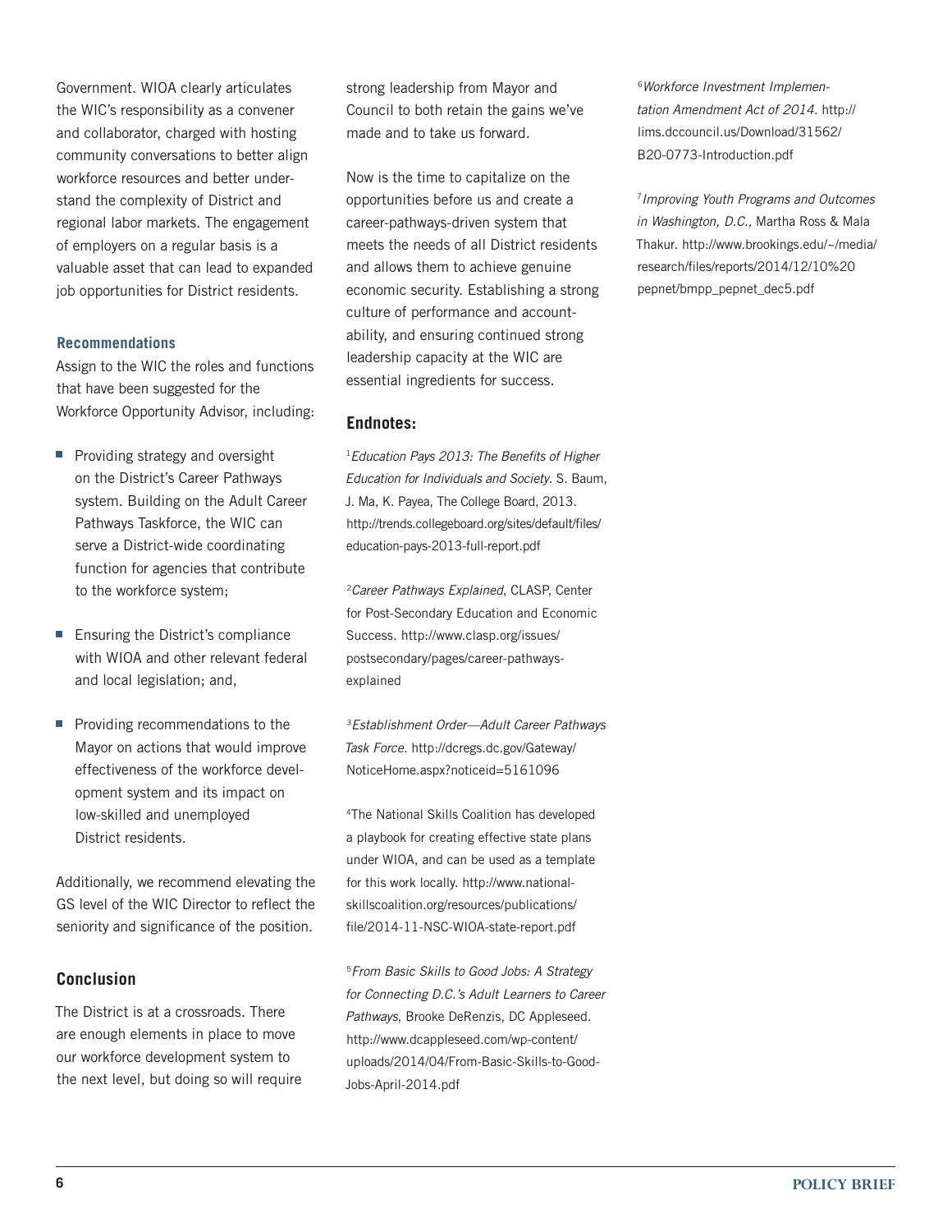Government. WIOA clearly articulates the WIC's responsibility as a convener and collaborator, charged with hosting community conversations to better align workforce resources and better understand the complexity of District and regional labor markets. The engagement of employers on a regular basis is a valuable asset that can lead to expanded job opportunities for District residents.

### Recommendations

Assign to the WIC the roles and functions that have been suggested for the Workforce Opportunity Advisor, including:

- Providing strategy and oversight on the District's Career Pathways system. Building on the Adult Career Pathways Taskforce, the WIC can serve a District-wide coordinating function for agencies that contribute to the workforce system;
- Ensuring the District's compliance with WIOA and other relevant federal and local legislation; and,
- Providing recommendations to the Mayor on actions that would improve effectiveness of the workforce development system and its impact on low-skilled and unemployed District residents.

Additionally, we recommend elevating the GS level of the WIC Director to reflect the seniority and significance of the position.

## Conclusion

The District is at a crossroads. There are enough elements in place to move our workforce development system to the next level, but doing so will require strong leadership from Mayor and Council to both retain the gains we've made and to take us forward.

Now is the time to capitalize on the opportunities before us and create a career-pathways-driven system that meets the needs of all District residents and allows them to achieve genuine economic security. Establishing a strong culture of performance and accountability, and ensuring continued strong leadership capacity at the WIC are essential ingredients for success.

## Endnotes:

[1] *Education Pays 2013: The Benefits of Higher Education for Individuals and Society*. S. Baum, J. Ma, K. Payea, The College Board, 2013. http://trends.collegeboard.org/sites/default/files/education-pays-2013-full-report.pdf

[2] *Career Pathways Explained*, CLASP, Center for Post-Secondary Education and Economic Success. http://www.clasp.org/issues/postsecondary/pages/career-pathways-explained

[3] *Establishment Order—Adult Career Pathways Task Force.* http://dcregs.dc.gov/Gateway/NoticeHome.aspx?noticeid=5161096

[4] The National Skills Coalition has developed a playbook for creating effective state plans under WIOA, and can be used as a template for this work locally. http://www.nationalskillscoalition.org/resources/publications/file/2014-11-NSC-WIOA-state-report.pdf

[5] *From Basic Skills to Good Jobs: A Strategy for Connecting D.C.'s Adult Learners to Career Pathways*, Brooke DeRenzis, DC Appleseed. http://www.dcappleseed.com/wp-content/uploads/2014/04/From-Basic-Skills-to-Good-Jobs-April-2014.pdf

[6] *Workforce Investment Implementation Amendment Act of 2014.* http://lims.dccouncil.us/Download/31562/B20-0773-Introduction.pdf

[7] *Improving Youth Programs and Outcomes in Washington, D.C.,* Martha Ross & Mala Thakur. http://www.brookings.edu/~/media/research/files/reports/2014/12/10%20pepnet/bmpp_pepnet_dec5.pdf